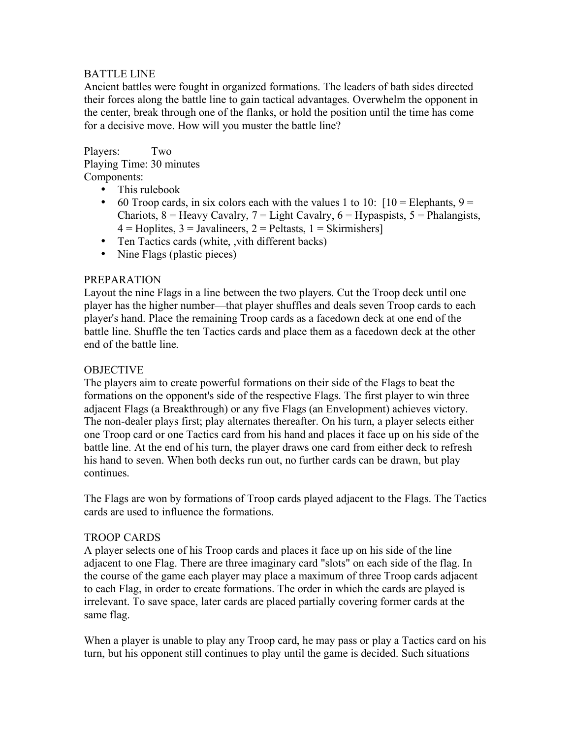# BATTLE LINE

Ancient battles were fought in organized formations. The leaders of bath sides directed their forces along the battle line to gain tactical advantages. Overwhelm the opponent in the center, break through one of the flanks, or hold the position until the time has come for a decisive move. How will you muster the battle line?

Players: Two
Playing Time: 30 minutes
Components:

- This rulebook
- 60 Troop cards, in six colors each with the values 1 to 10: [10 = Elephants, 9 = Chariots, 8 = Heavy Cavalry, 7 = Light Cavalry, 6 = Hypaspists, 5 = Phalangists, 4 = Hoplites, 3 = Javalineers, 2 = Peltasts, 1 = Skirmishers]
- Ten Tactics cards (white, ,vith different backs)
- Nine Flags (plastic pieces)

## PREPARATION

Layout the nine Flags in a line between the two players. Cut the Troop deck until one player has the higher number—that player shuffles and deals seven Troop cards to each player's hand. Place the remaining Troop cards as a facedown deck at one end of the battle line. Shuffle the ten Tactics cards and place them as a facedown deck at the other end of the battle line.

## OBJECTIVE

The players aim to create powerful formations on their side of the Flags to beat the formations on the opponent's side of the respective Flags. The first player to win three adjacent Flags (a Breakthrough) or any five Flags (an Envelopment) achieves victory. The non-dealer plays first; play alternates thereafter. On his turn, a player selects either one Troop card or one Tactics card from his hand and places it face up on his side of the battle line. At the end of his turn, the player draws one card from either deck to refresh his hand to seven. When both decks run out, no further cards can be drawn, but play continues.

The Flags are won by formations of Troop cards played adjacent to the Flags. The Tactics cards are used to influence the formations.

## TROOP CARDS

A player selects one of his Troop cards and places it face up on his side of the line adjacent to one Flag. There are three imaginary card "slots" on each side of the flag. In the course of the game each player may place a maximum of three Troop cards adjacent to each Flag, in order to create formations. The order in which the cards are played is irrelevant. To save space, later cards are placed partially covering former cards at the same flag.

When a player is unable to play any Troop card, he may pass or play a Tactics card on his turn, but his opponent still continues to play until the game is decided. Such situations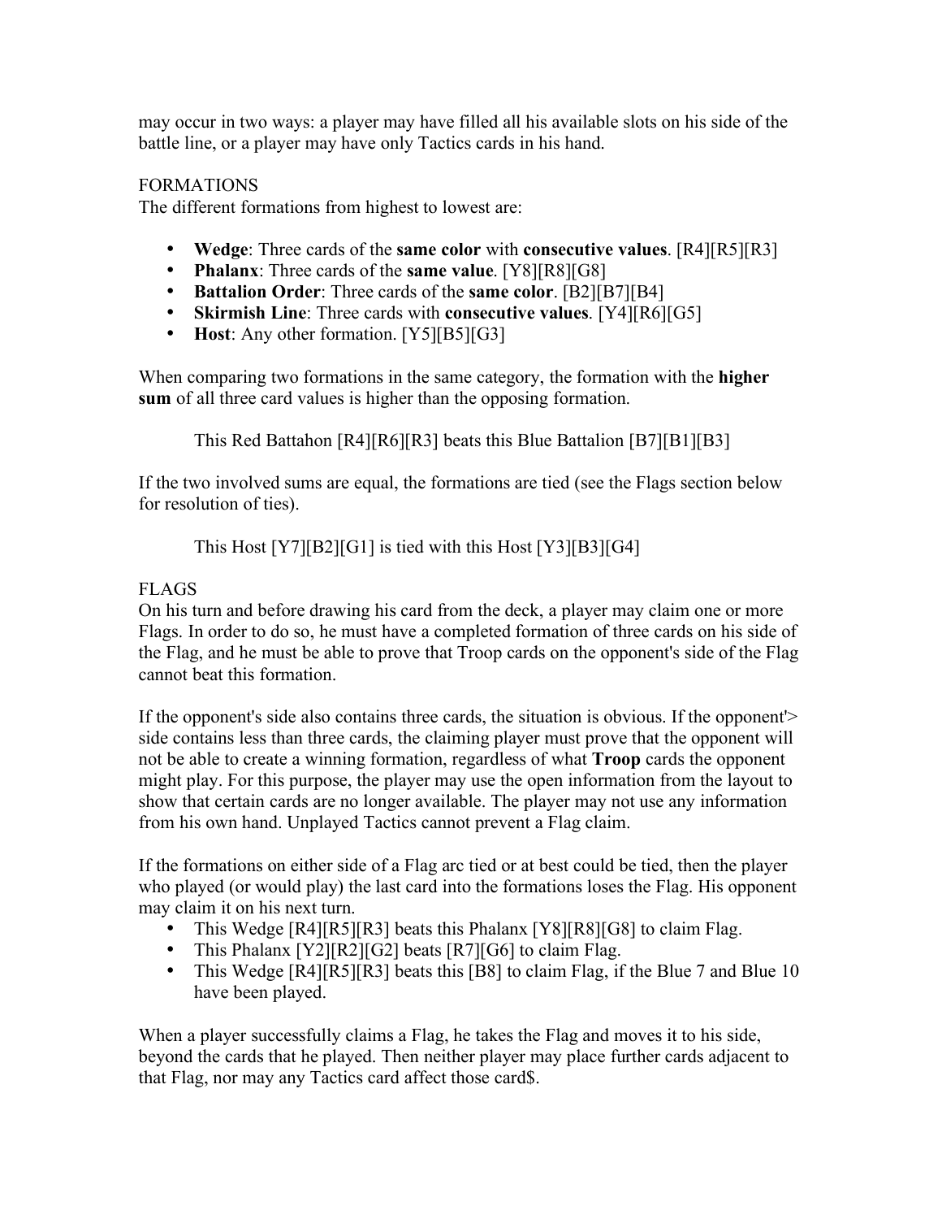may occur in two ways: a player may have filled all his available slots on his side of the battle line, or a player may have only Tactics cards in his hand.

FORMATIONS

The different formations from highest to lowest are:

- **Wedge**: Three cards of the **same color** with **consecutive values**. [R4][R5][R3]
- **Phalanx**: Three cards of the **same value**. [Y8][R8][G8]
- **Battalion Order**: Three cards of the **same color**. [B2][B7][B4]
- **Skirmish Line**: Three cards with **consecutive values**. [Y4][R6][G5]
- **Host**: Any other formation. [Y5][B5][G3]

When comparing two formations in the same category, the formation with the **higher sum** of all three card values is higher than the opposing formation.

This Red Battahon [R4][R6][R3] beats this Blue Battalion [B7][B1][B3]

If the two involved sums are equal, the formations are tied (see the Flags section below for resolution of ties).

This Host [Y7][B2][G1] is tied with this Host [Y3][B3][G4]

FLAGS

On his turn and before drawing his card from the deck, a player may claim one or more Flags. In order to do so, he must have a completed formation of three cards on his side of the Flag, and he must be able to prove that Troop cards on the opponent's side of the Flag cannot beat this formation.

If the opponent's side also contains three cards, the situation is obvious. If the opponent'> side contains less than three cards, the claiming player must prove that the opponent will not be able to create a winning formation, regardless of what **Troop** cards the opponent might play. For this purpose, the player may use the open information from the layout to show that certain cards are no longer available. The player may not use any information from his own hand. Unplayed Tactics cannot prevent a Flag claim.

If the formations on either side of a Flag arc tied or at best could be tied, then the player who played (or would play) the last card into the formations loses the Flag. His opponent may claim it on his next turn.

- This Wedge [R4][R5][R3] beats this Phalanx [Y8][R8][G8] to claim Flag.
- This Phalanx [Y2][R2][G2] beats [R7][G6] to claim Flag.
- This Wedge [R4][R5][R3] beats this [B8] to claim Flag, if the Blue 7 and Blue 10 have been played.

When a player successfully claims a Flag, he takes the Flag and moves it to his side, beyond the cards that he played. Then neither player may place further cards adjacent to that Flag, nor may any Tactics card affect those card$.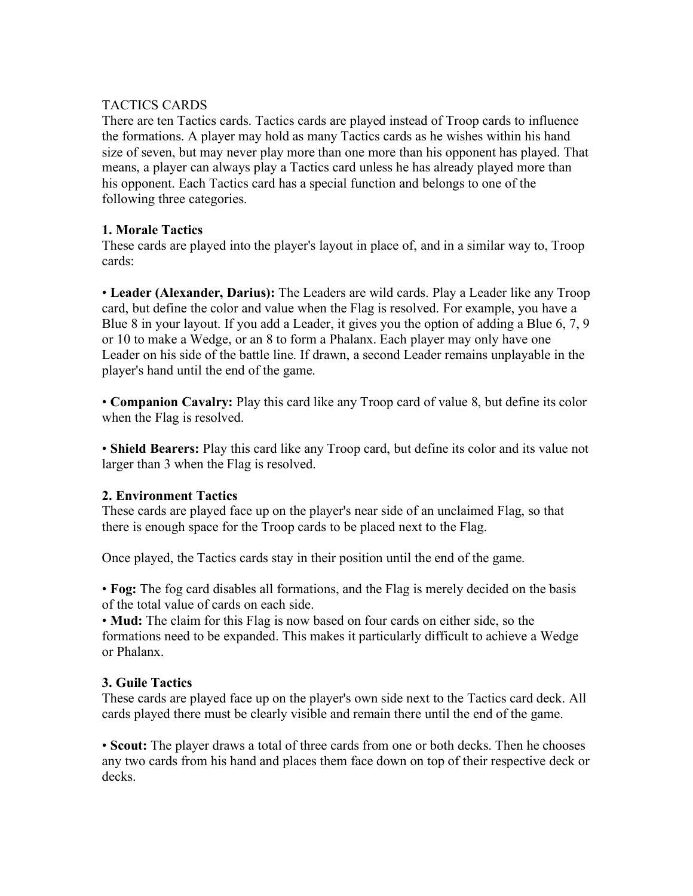TACTICS CARDS

There are ten Tactics cards. Tactics cards are played instead of Troop cards to influence the formations. A player may hold as many Tactics cards as he wishes within his hand size of seven, but may never play more than one more than his opponent has played. That means, a player can always play a Tactics card unless he has already played more than his opponent. Each Tactics card has a special function and belongs to one of the following three categories.

**1. Morale Tactics**

These cards are played into the player's layout in place of, and in a similar way to, Troop cards:

• **Leader (Alexander, Darius):** The Leaders are wild cards. Play a Leader like any Troop card, but define the color and value when the Flag is resolved. For example, you have a Blue 8 in your layout. If you add a Leader, it gives you the option of adding a Blue 6, 7, 9 or 10 to make a Wedge, or an 8 to form a Phalanx. Each player may only have one Leader on his side of the battle line. If drawn, a second Leader remains unplayable in the player's hand until the end of the game.

• **Companion Cavalry:** Play this card like any Troop card of value 8, but define its color when the Flag is resolved.

• **Shield Bearers:** Play this card like any Troop card, but define its color and its value not larger than 3 when the Flag is resolved.

**2. Environment Tactics**

These cards are played face up on the player's near side of an unclaimed Flag, so that there is enough space for the Troop cards to be placed next to the Flag.

Once played, the Tactics cards stay in their position until the end of the game.

• **Fog:** The fog card disables all formations, and the Flag is merely decided on the basis of the total value of cards on each side.
• **Mud:** The claim for this Flag is now based on four cards on either side, so the formations need to be expanded. This makes it particularly difficult to achieve a Wedge or Phalanx.

**3. Guile Tactics**

These cards are played face up on the player's own side next to the Tactics card deck. All cards played there must be clearly visible and remain there until the end of the game.

• **Scout:** The player draws a total of three cards from one or both decks. Then he chooses any two cards from his hand and places them face down on top of their respective deck or decks.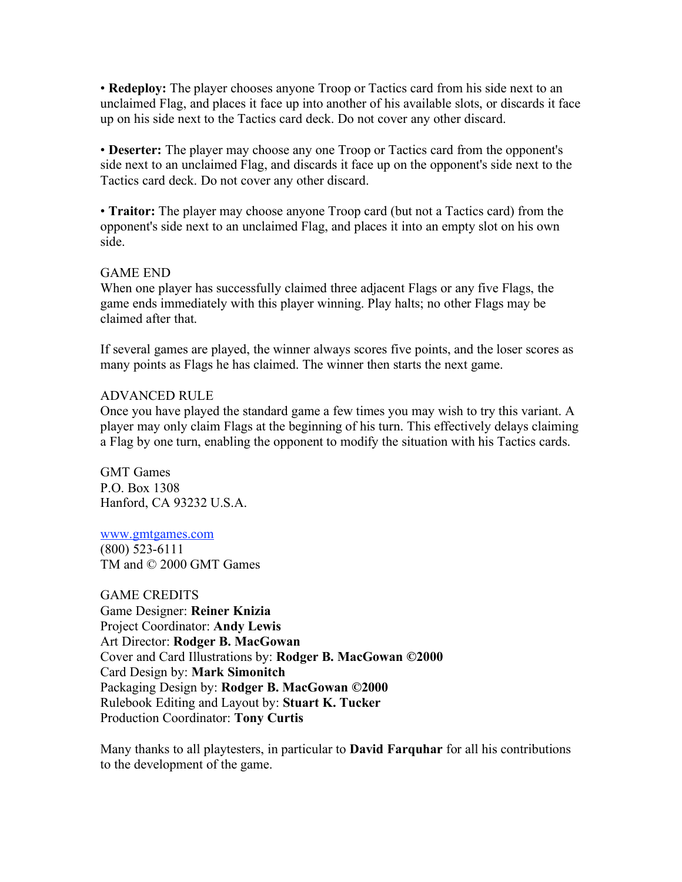• **Redeploy:** The player chooses anyone Troop or Tactics card from his side next to an unclaimed Flag, and places it face up into another of his available slots, or discards it face up on his side next to the Tactics card deck. Do not cover any other discard.

• **Deserter:** The player may choose any one Troop or Tactics card from the opponent's side next to an unclaimed Flag, and discards it face up on the opponent's side next to the Tactics card deck. Do not cover any other discard.

• **Traitor:** The player may choose anyone Troop card (but not a Tactics card) from the opponent's side next to an unclaimed Flag, and places it into an empty slot on his own side.

## GAME END

When one player has successfully claimed three adjacent Flags or any five Flags, the game ends immediately with this player winning. Play halts; no other Flags may be claimed after that.

If several games are played, the winner always scores five points, and the loser scores as many points as Flags he has claimed. The winner then starts the next game.

## ADVANCED RULE

Once you have played the standard game a few times you may wish to try this variant. A player may only claim Flags at the beginning of his turn. This effectively delays claiming a Flag by one turn, enabling the opponent to modify the situation with his Tactics cards.

GMT Games
P.O. Box 1308
Hanford, CA 93232 U.S.A.

www.gmtgames.com
(800) 523-6111
TM and © 2000 GMT Games

## GAME CREDITS

Game Designer: **Reiner Knizia**
Project Coordinator: **Andy Lewis**
Art Director: **Rodger B. MacGowan**
Cover and Card Illustrations by: **Rodger B. MacGowan ©2000**
Card Design by: **Mark Simonitch**
Packaging Design by: **Rodger B. MacGowan ©2000**
Rulebook Editing and Layout by: **Stuart K. Tucker**
Production Coordinator: **Tony Curtis**

Many thanks to all playtesters, in particular to **David Farquhar** for all his contributions to the development of the game.